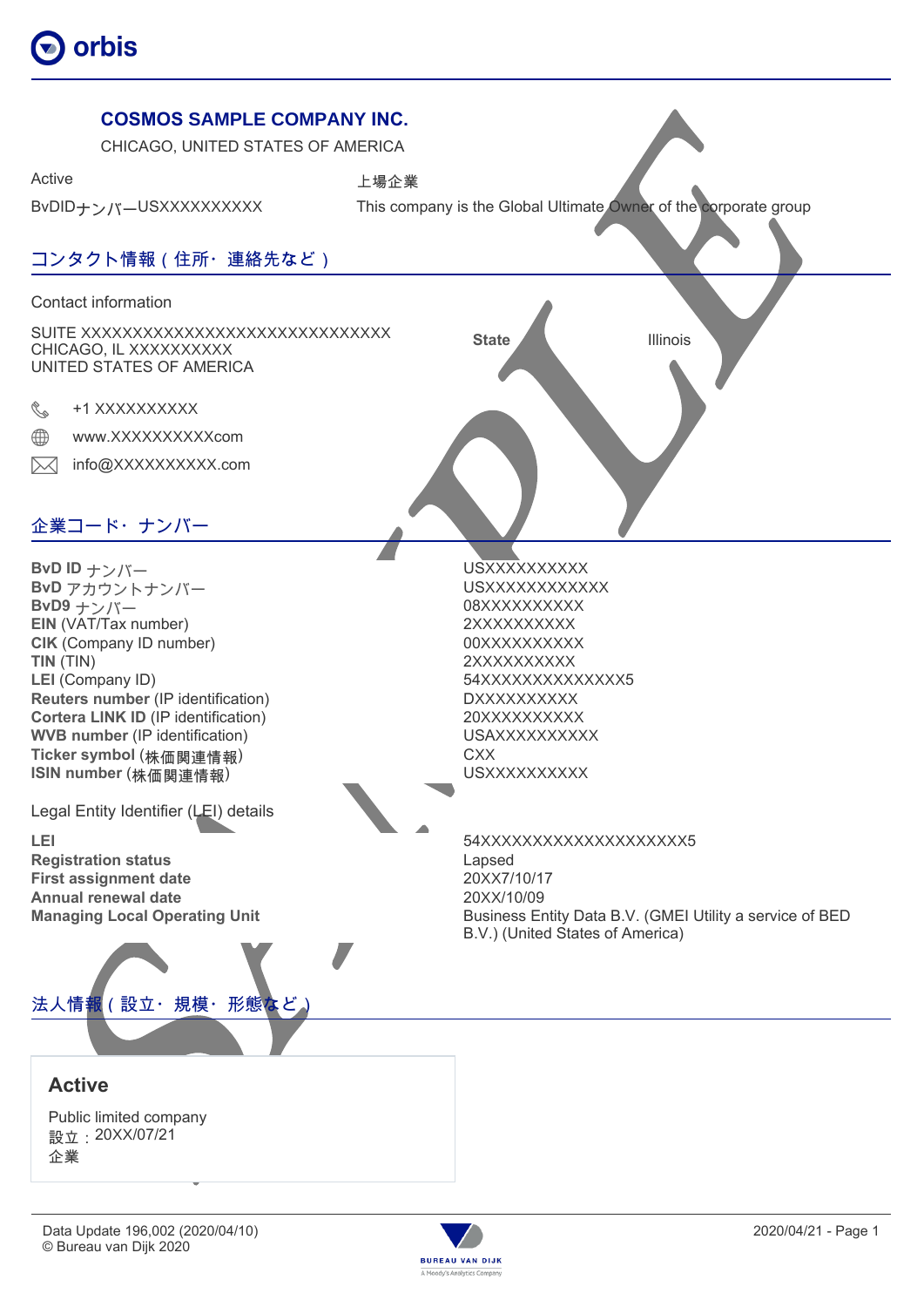# COSMOS SAMPLE COMPANY INC.

CHICAGO, UNITED STATES OF AMERICA

Active

上場企業

BvDIDナンバーUSXXXXXXXXXX

This company is the Global Ultimate Owner of the corporate group

## コンタクト情報(住所・連絡先など)

Contact information

SUITE XXXXXXXXXXXXXXXXXXXXXXXXXXXXXX
CHICAGO, IL XXXXXXXXXX
UNITED STATES OF AMERICA

**State** Illinois

+1 XXXXXXXXXX

www.XXXXXXXXXXcom

info@XXXXXXXXXX.com

## 企業コード・ナンバー

| | |
|---|---|
| **BvD ID** ナンバー | USXXXXXXXXXX |
| **BvD** アカウントナンバー | USXXXXXXXXXXXX |
| **BvD9** ナンバー | 08XXXXXXXXXX |
| **EIN** (VAT/Tax number) | 2XXXXXXXXX |
| **CIK** (Company ID number) | 00XXXXXXXXXX |
| **TIN** (TIN) | 2XXXXXXXXX |
| **LEI** (Company ID) | 54XXXXXXXXXXXXXX5 |
| **Reuters number** (IP identification) | DXXXXXXXXXX |
| **Cortera LINK ID** (IP identification) | 20XXXXXXXXXX |
| **WVB number** (IP identification) | USAXXXXXXXXXX |
| **Ticker symbol** (株価関連情報) | CXX |
| **ISIN number** (株価関連情報) | USXXXXXXXXXX |

Legal Entity Identifier (LEI) details

| | |
|---|---|
| **LEI** | 54XXXXXXXXXXXXXXXXXXX5 |
| **Registration status** | Lapsed |
| **First assignment date** | 20XX7/10/17 |
| **Annual renewal date** | 20XX/10/09 |
| **Managing Local Operating Unit** | Business Entity Data B.V. (GMEI Utility a service of BED B.V.) (United States of America) |

## 法人情報(設立・規模・形態など)

### Active

Public limited company
設立:20XX/07/21
企業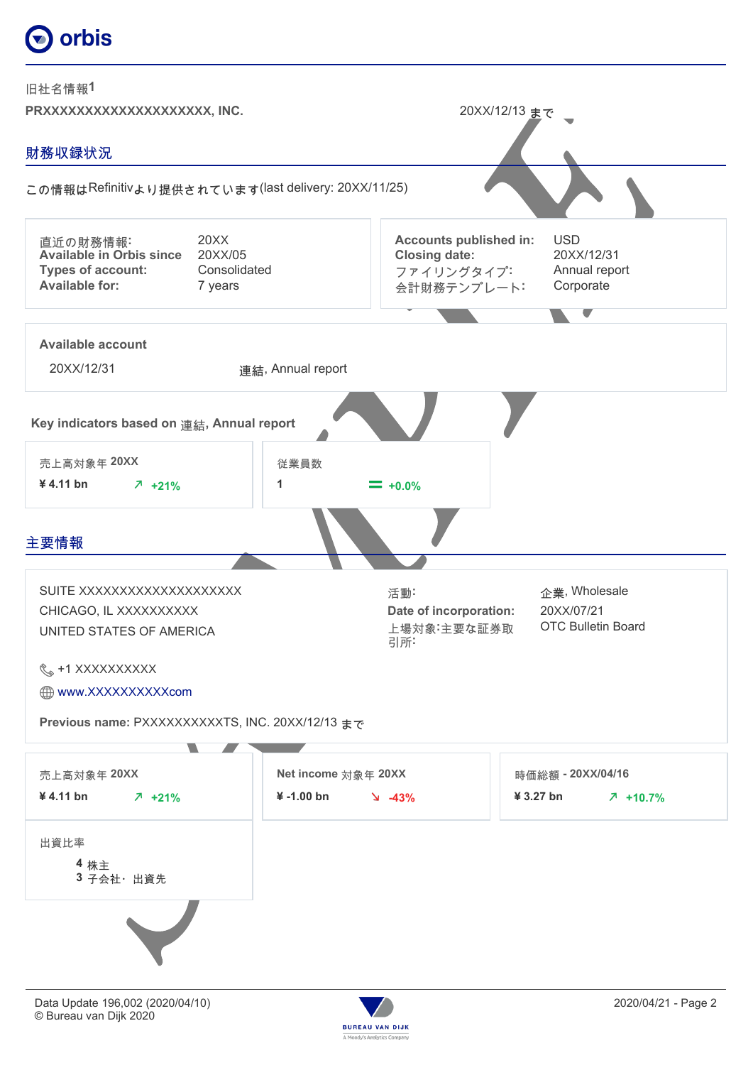旧社名情報[1]

**PRXXXXXXXXXXXXXXXXXXXX, INC.** 20XX/12/13 まで

## 財務収録状況

この情報はRefinitivより提供されています(last delivery: 20XX/11/25)

| | |
|---|---|
| 直近の財務情報: | 20XX |
| **Available in Orbis since** | 20XX/05 |
| **Types of account:** | Consolidated |
| **Available for:** | 7 years |

| | |
|---|---|
| **Accounts published in:** | USD |
| **Closing date:** | 20XX/12/31 |
| ファイリングタイプ: | Annual report |
| 会計財務テンプレート: | Corporate |

**Available account**

| | |
|---|---|
| 20XX/12/31 | 連結, Annual report |

**Key indicators based on 連結, Annual report**

| 売上高対象年 **20XX** | | 従業員数 | |
|---|---|---|---|
| **¥ 4.11 bn** | ↗ +21% | **1** | = +0.0% |

## 主要情報

SUITE XXXXXXXXXXXXXXXXXXXXX
CHICAGO, IL XXXXXXXXXX
UNITED STATES OF AMERICA

+1 XXXXXXXXXX

www.XXXXXXXXXXcom

| | |
|---|---|
| 活動: | 企業, Wholesale |
| **Date of incorporation:** | 20XX/07/21 |
| 上場対象:主要な証券取引所: | OTC Bulletin Board |

**Previous name:** PXXXXXXXXXXTS, INC. 20XX/12/13 まで

| 売上高対象年 **20XX** | | **Net income** 対象年 **20XX** | | 時価総額 - **20XX/04/16** | |
|---|---|---|---|---|---|
| **¥ 4.11 bn** | ↗ +21% | **¥ -1.00 bn** | ↘ -43% | **¥ 3.27 bn** | ↗ +10.7% |

出資比率

**4** 株主
**3** 子会社・出資先

Data Update 196,002 (2020/04/10)
© Bureau van Dijk 2020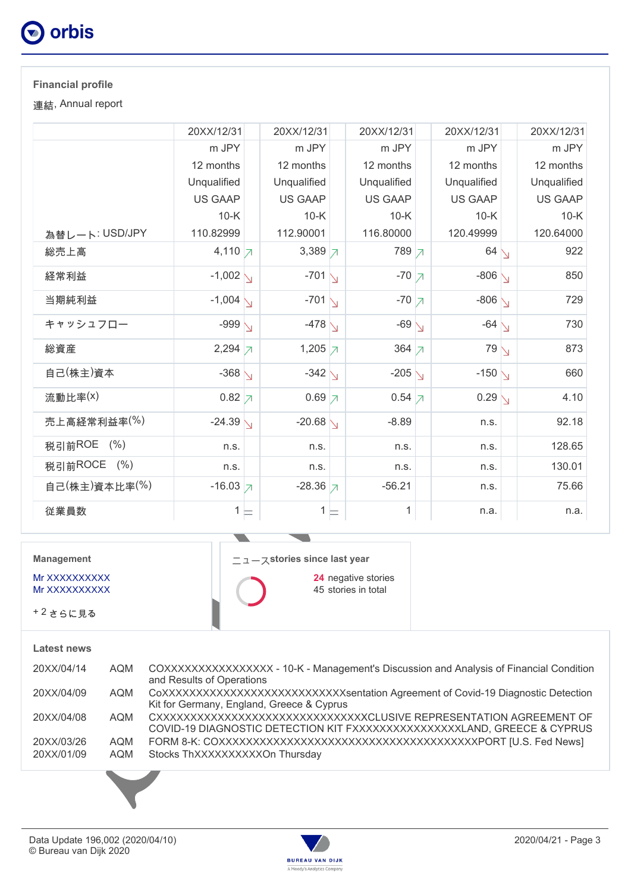## Financial profile

連結, Annual report

| | 20XX/12/31 | 20XX/12/31 | 20XX/12/31 | 20XX/12/31 | 20XX/12/31 |
|---|---|---|---|---|---|
| | m JPY | m JPY | m JPY | m JPY | m JPY |
| | 12 months | 12 months | 12 months | 12 months | 12 months |
| | Unqualified | Unqualified | Unqualified | Unqualified | Unqualified |
| | US GAAP | US GAAP | US GAAP | US GAAP | US GAAP |
| | 10-K | 10-K | 10-K | 10-K | 10-K |
| 為替レート: USD/JPY | 110.82999 | 112.90001 | 116.80000 | 120.49999 | 120.64000 |
| 総売上高 | 4,110 ↗ | 3,389 ↗ | 789 ↗ | 64 ↘ | 922 |
| 経常利益 | -1,002 ↘ | -701 ↘ | -70 ↗ | -806 ↘ | 850 |
| 当期純利益 | -1,004 ↘ | -701 ↘ | -70 ↗ | -806 ↘ | 729 |
| キャッシュフロー | -999 ↘ | -478 ↘ | -69 ↘ | -64 ↘ | 730 |
| 総資産 | 2,294 ↗ | 1,205 ↗ | 364 ↗ | 79 ↘ | 873 |
| 自己(株主)資本 | -368 ↘ | -342 ↘ | -205 ↘ | -150 ↘ | 660 |
| 流動比率(x) | 0.82 ↗ | 0.69 ↗ | 0.54 ↗ | 0.29 ↘ | 4.10 |
| 売上高経常利益率(%) | -24.39 ↘ | -20.68 ↘ | -8.89 | n.s. | 92.18 |
| 税引前ROE (%) | n.s. | n.s. | n.s. | n.s. | 128.65 |
| 税引前ROCE (%) | n.s. | n.s. | n.s. | n.s. | 130.01 |
| 自己(株主)資本比率(%) | -16.03 ↗ | -28.36 ↗ | -56.21 | n.s. | 75.66 |
| 従業員数 | 1 = | 1 = | 1 | n.a. | n.a. |

### Management

Mr XXXXXXXXXX
Mr XXXXXXXXXX

+ 2 さらに見る

### ニュースstories since last year

**24** negative stories
45 stories in total

### Latest news

| | | |
|---|---|---|
| 20XX/04/14 | AQM | COXXXXXXXXXXXXXXXX - 10-K - Management's Discussion and Analysis of Financial Condition and Results of Operations |
| 20XX/04/09 | AQM | CoXXXXXXXXXXXXXXXXXXXXXXXXXXXsentation Agreement of Covid-19 Diagnostic Detection Kit for Germany, England, Greece & Cyprus |
| 20XX/04/08 | AQM | CXXXXXXXXXXXXXXXXXXXXXXXXXXXXXXXCLUSIVE REPRESENTATION AGREEMENT OF COVID-19 DIAGNOSTIC DETECTION KIT FXXXXXXXXXXXXXXXXLAND, GREECE & CYPRUS |
| 20XX/03/26 | AQM | FORM 8-K: COXXXXXXXXXXXXXXXXXXXXXXXXXXXXXXXXXXXXXXXPORT [U.S. Fed News] |
| 20XX/01/09 | AQM | Stocks ThXXXXXXXXXXOn Thursday |

Data Update 196,002 (2020/04/10)
© Bureau van Dijk 2020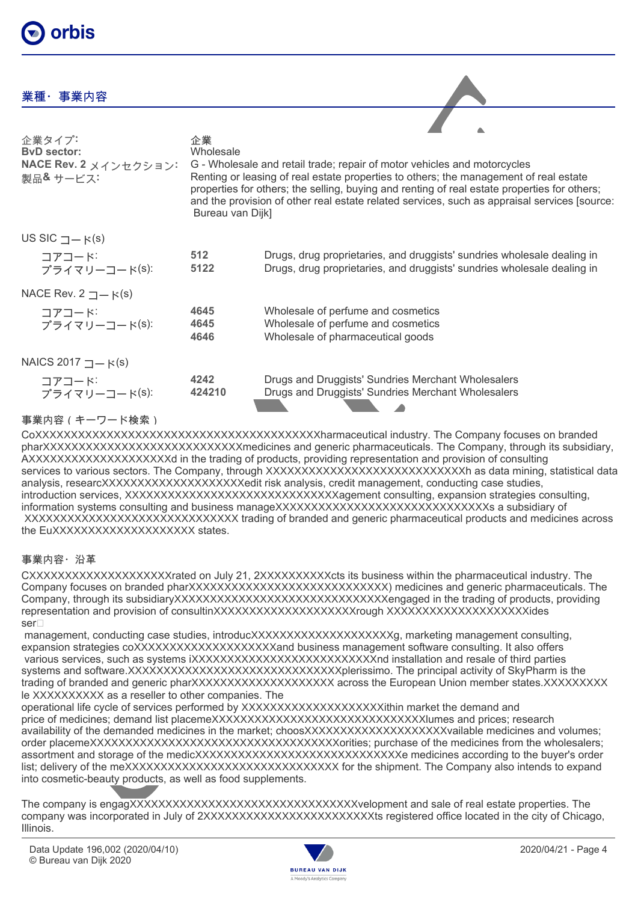## 業種・事業内容

| | |
|---|---|
| 企業タイプ: | 企業 |
| **BvD sector:** | Wholesale |
| **NACE Rev. 2** メインセクション: | G - Wholesale and retail trade; repair of motor vehicles and motorcycles |
| 製品& サービス: | Renting or leasing of real estate properties to others; the management of real estate properties for others; the selling, buying and renting of real estate properties for others; and the provision of other real estate related services, such as appraisal services [source: Bureau van Dijk] |

US SIC コード(s)

| | | |
|---|---|---|
| コアコード: | **512** | Drugs, drug proprietaries, and druggists' sundries wholesale dealing in |
| プライマリーコード(s): | **5122** | Drugs, drug proprietaries, and druggists' sundries wholesale dealing in |

NACE Rev. 2 コード(s)

| | | |
|---|---|---|
| コアコード: | **4645** | Wholesale of perfume and cosmetics |
| プライマリーコード(s): | **4645** | Wholesale of perfume and cosmetics |
| | **4646** | Wholesale of pharmaceutical goods |

NAICS 2017 コード(s)

| | | |
|---|---|---|
| コアコード: | **4242** | Drugs and Druggists' Sundries Merchant Wholesalers |
| プライマリーコード(s): | **424210** | Drugs and Druggists' Sundries Merchant Wholesalers |

事業内容（キーワード検索）

CoXXXXXXXXXXXXXXXXXXXXXXXXXXXXXXXXXXXXXXXharmaceutical industry. The Company focuses on branded pharXXXXXXXXXXXXXXXXXXXXXXXXXXXXmedicines and generic pharmaceuticals. The Company, through its subsidiary, AXXXXXXXXXXXXXXXXXXXXXd in the trading of products, providing representation and provision of consulting services to various sectors. The Company, through XXXXXXXXXXXXXXXXXXXXXXXXXXXXh as data mining, statistical data analysis, researcXXXXXXXXXXXXXXXXXXXXedit risk analysis, credit management, conducting case studies, introduction services, XXXXXXXXXXXXXXXXXXXXXXXXXXXXXXXagement consulting, expansion strategies consulting, information systems consulting and business manageXXXXXXXXXXXXXXXXXXXXXXXXXXXXXXs a subsidiary of XXXXXXXXXXXXXXXXXXXXXXXXXXXXXXX trading of branded and generic pharmaceutical products and medicines across the EuXXXXXXXXXXXXXXXXXXXX states.

事業内容・沿革

CXXXXXXXXXXXXXXXXXXXXXrated on July 21, 2XXXXXXXXXXcts its business within the pharmaceutical industry. The Company focuses on branded pharXXXXXXXXXXXXXXXXXXXXXXXXXXXX) medicines and generic pharmaceuticals. The Company, through its subsidiaryXXXXXXXXXXXXXXXXXXXXXXXXXXXXXXXengaged in the trading of products, providing representation and provision of consultinXXXXXXXXXXXXXXXXXXXXrough XXXXXXXXXXXXXXXXXXXXXides ser

management, conducting case studies, introducXXXXXXXXXXXXXXXXXXXXg, marketing management consulting, expansion strategies coXXXXXXXXXXXXXXXXXXXXand business management software consulting. It also offers various services, such as systems iXXXXXXXXXXXXXXXXXXXXXXXXXXnd installation and resale of third parties systems and software.XXXXXXXXXXXXXXXXXXXXXXXXXXXXXXplerissimo. The principal activity of SkyPharm is the trading of branded and generic pharXXXXXXXXXXXXXXXXXXXX across the European Union member states.XXXXXXXXX le XXXXXXXXXX as a reseller to other companies. The
operational life cycle of services performed by XXXXXXXXXXXXXXXXXXXXithin market the demand and price of medicines; demand list placemeXXXXXXXXXXXXXXXXXXXXXXXXXXXXXXXlumes and prices; research availability of the demanded medicines in the market; choosXXXXXXXXXXXXXXXXXXXXvailable medicines and volumes; order placemeXXXXXXXXXXXXXXXXXXXXXXXXXXXXXXXXXXXXXorities; purchase of the medicines from the wholesalers; assortment and storage of the medicXXXXXXXXXXXXXXXXXXXXXXXXXXXXXe medicines according to the buyer's order list; delivery of the meXXXXXXXXXXXXXXXXXXXXXXXXXXXXXXX for the shipment. The Company also intends to expand into cosmetic-beauty products, as well as food supplements.

The company is engagXXXXXXXXXXXXXXXXXXXXXXXXXXXXXXXXXvelopment and sale of real estate properties. The company was incorporated in July of 2XXXXXXXXXXXXXXXXXXXXXXXXXts registered office located in the city of Chicago, Illinois.

Data Update 196,002 (2020/04/10)
© Bureau van Dijk 2020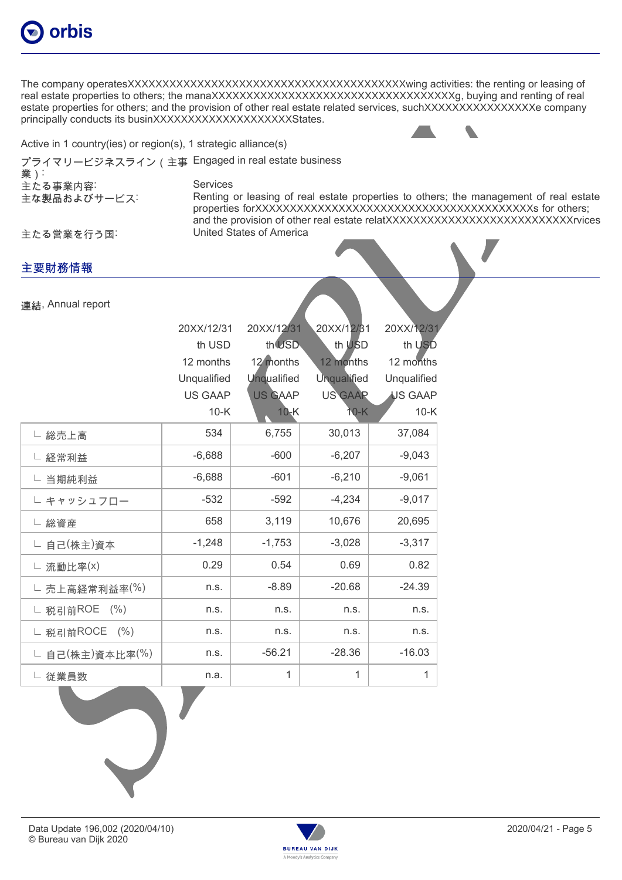The company operatesXXXXXXXXXXXXXXXXXXXXXXXXXXXXXXXXXXXXXXXXXwing activities: the renting or leasing of real estate properties to others; the manaXXXXXXXXXXXXXXXXXXXXXXXXXXXXXXXXXXg, buying and renting of real estate properties for others; and the provision of other real estate related services, suchXXXXXXXXXXXXXXXXe company principally conducts its businXXXXXXXXXXXXXXXXXXXXStates.

Active in 1 country(ies) or region(s), 1 strategic alliance(s)

| | |
|---|---|
| プライマリービジネスライン（主事業）: | Engaged in real estate business |
| 主たる事業内容: | Services |
| 主な製品およびサービス: | Renting or leasing of real estate properties to others; the management of real estate properties forXXXXXXXXXXXXXXXXXXXXXXXXXXXXXXXXXXXXXXXXXs for others; and the provision of other real estate relatXXXXXXXXXXXXXXXXXXXXXXXXXXXXrvices |
| 主たる営業を行う国: | United States of America |

## 主要財務情報

連結, Annual report

| | 20XX/12/31<br>th USD<br>12 months<br>Unqualified<br>US GAAP<br>10-K | 20XX/12/31<br>th USD<br>12 months<br>Unqualified<br>US GAAP<br>10-K | 20XX/12/31<br>th USD<br>12 months<br>Unqualified<br>US GAAP<br>10-K | 20XX/12/31<br>th USD<br>12 months<br>Unqualified<br>US GAAP<br>10-K |
|---|---|---|---|---|
| ∟ 総売上高 | 534 | 6,755 | 30,013 | 37,084 |
| ∟ 経常利益 | -6,688 | -600 | -6,207 | -9,043 |
| ∟ 当期純利益 | -6,688 | -601 | -6,210 | -9,061 |
| ∟ キャッシュフロー | -532 | -592 | -4,234 | -9,017 |
| ∟ 総資産 | 658 | 3,119 | 10,676 | 20,695 |
| ∟ 自己(株主)資本 | -1,248 | -1,753 | -3,028 | -3,317 |
| ∟ 流動比率(x) | 0.29 | 0.54 | 0.69 | 0.82 |
| ∟ 売上高経常利益率(%) | n.s. | -8.89 | -20.68 | -24.39 |
| ∟ 税引前ROE (%) | n.s. | n.s. | n.s. | n.s. |
| ∟ 税引前ROCE (%) | n.s. | n.s. | n.s. | n.s. |
| ∟ 自己(株主)資本比率(%) | n.s. | -56.21 | -28.36 | -16.03 |
| ∟ 従業員数 | n.a. | 1 | 1 | 1 |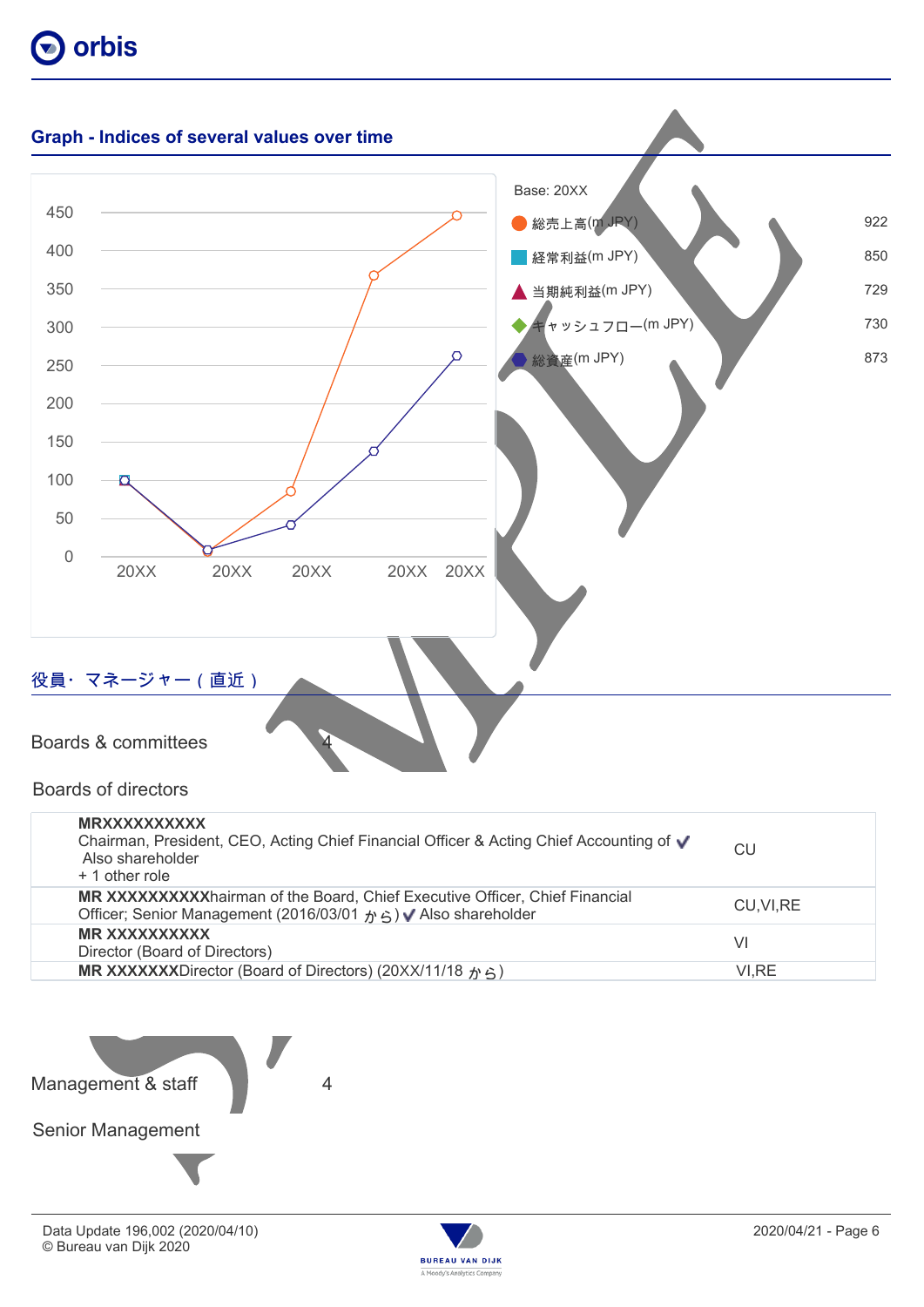## Graph - Indices of several values over time

Base: 20XX

| Series | Value |
| --- | --- |
| 総売上高(m JPY) | 922 |
| 経常利益(m JPY) | 850 |
| 当期純利益(m JPY) | 729 |
| キャッシュフロー(m JPY) | 730 |
| 総資産(m JPY) | 873 |

## 役員・マネージャー（直近）

Boards & committees 4

### Boards of directors

| | |
| --- | --- |
| **MRXXXXXXXXXX**<br>Chairman, President, CEO, Acting Chief Financial Officer & Acting Chief Accounting of ✔<br>Also shareholder<br>+ 1 other role | CU |
| **MR XXXXXXXXXX**hairman of the Board, Chief Executive Officer, Chief Financial Officer; Senior Management (2016/03/01 から) ✔ Also shareholder | CU,VI,RE |
| **MR XXXXXXXXXX**<br>Director (Board of Directors) | VI |
| **MR XXXXXXX**Director (Board of Directors) (20XX/11/18 から) | VI,RE |

Management & staff 4

### Senior Management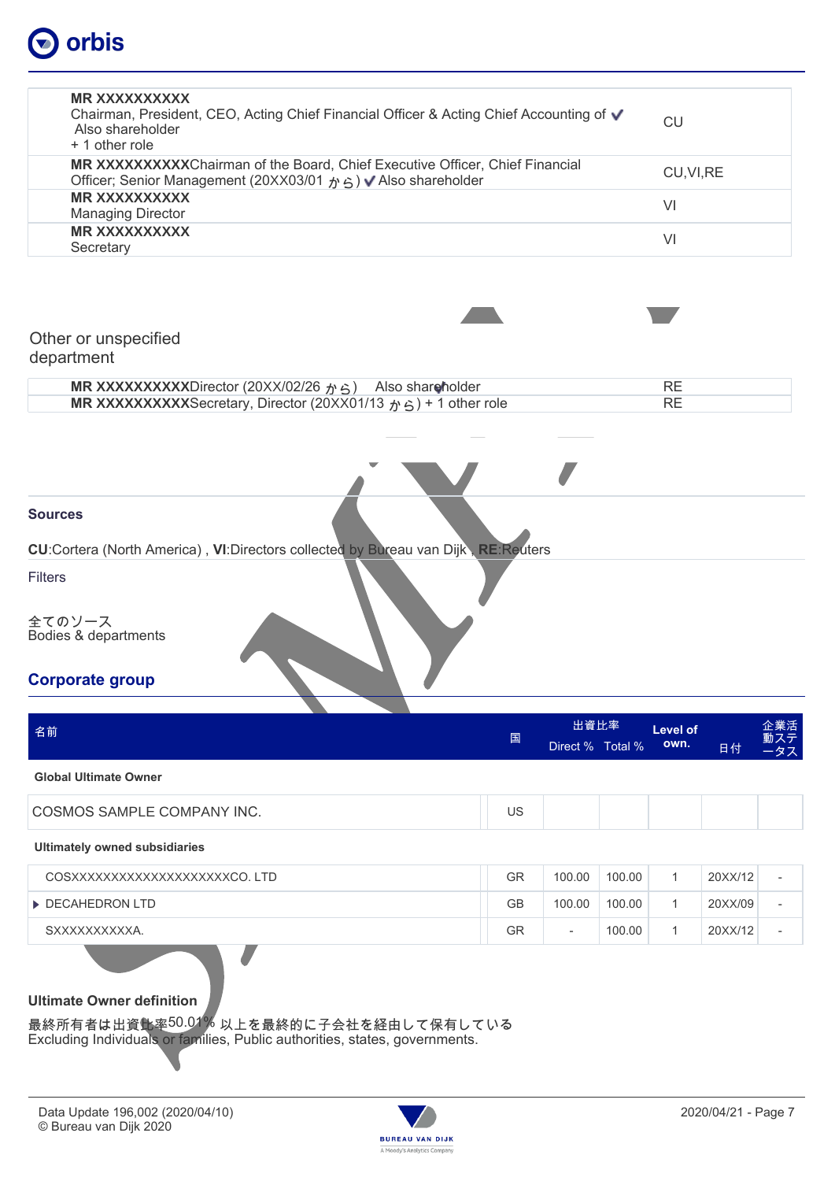| | |
|---|---|
| **MR XXXXXXXXXX**<br>Chairman, President, CEO, Acting Chief Financial Officer & Acting Chief Accounting of ✔<br>Also shareholder<br>+ 1 other role | CU |
| **MR XXXXXXXXXX**Chairman of the Board, Chief Executive Officer, Chief Financial Officer; Senior Management (20XX03/01 から) ✔ Also shareholder | CU,VI,RE |
| **MR XXXXXXXXXX**<br>Managing Director | VI |
| **MR XXXXXXXXXX**<br>Secretary | VI |

Other or unspecified department

| | |
|---|---|
| **MR XXXXXXXXXX**Director (20XX/02/26 から)　Also shareholder | RE |
| **MR XXXXXXXXXX**Secretary, Director (20XX01/13 から) + 1 other role | RE |

**Sources**

**CU**:Cortera (North America) , **VI**:Directors collected by Bureau van Dijk , **RE**:Reuters

Filters

全てのソース
Bodies & departments

## Corporate group

| 名前 | 国 | 出資比率 Direct % | Total % | Level of own. | 日付 | 企業活動ステータス |
|---|---|---|---|---|---|---|
| **Global Ultimate Owner** | | | | | | |
| COSMOS SAMPLE COMPANY INC. | US | | | | | |
| **Ultimately owned subsidiaries** | | | | | | |
| COSXXXXXXXXXXXXXXXXXXXXCO. LTD | GR | 100.00 | 100.00 | 1 | 20XX/12 | - |
| ▶ DECAHEDRON LTD | GB | 100.00 | 100.00 | 1 | 20XX/09 | - |
| SXXXXXXXXXXA. | GR | - | 100.00 | 1 | 20XX/12 | - |

**Ultimate Owner definition**

最終所有者は出資比率50.01% 以上を最終的に子会社を経由して保有している
Excluding Individuals or families, Public authorities, states, governments.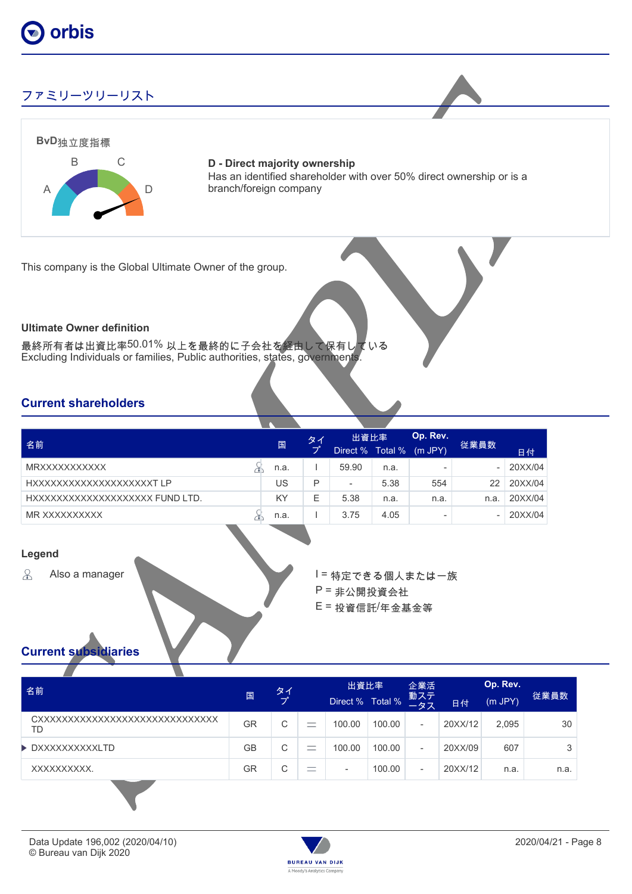## ファミリーツリーリスト

**BvD独立度指標**

A B C D

**D - Direct majority ownership**
Has an identified shareholder with over 50% direct ownership or is a branch/foreign company

This company is the Global Ultimate Owner of the group.

**Ultimate Owner definition**

最終所有者は出資比率50.01% 以上を最終的に子会社を経由して保有している
Excluding Individuals or families, Public authorities, states, governments.

## Current shareholders

| 名前 | 国 | タイプ | 出資比率 Direct % | 出資比率 Total % | Op. Rev. (m JPY) | 従業員数 | 日付 |
|---|---|---|---|---|---|---|---|
| MRXXXXXXXXXXX | n.a. | I | 59.90 | n.a. | - | - | 20XX/04 |
| HXXXXXXXXXXXXXXXXXXXXT LP | US | P | - | 5.38 | 554 | 22 | 20XX/04 |
| HXXXXXXXXXXXXXXXXXXXX FUND LTD. | KY | E | 5.38 | n.a. | n.a. | n.a. | 20XX/04 |
| MR XXXXXXXXXX | n.a. | I | 3.75 | 4.05 | - | - | 20XX/04 |

**Legend**

Also a manager

I = 特定できる個人または一族
P = 非公開投資会社
E = 投資信託/年金基金等

## Current subsidiaries

| 名前 | 国 | タイプ | | 出資比率 Direct % | 出資比率 Total % | 企業活動ステータス | 日付 | Op. Rev. (m JPY) | 従業員数 |
|---|---|---|---|---|---|---|---|---|---|
| CXXXXXXXXXXXXXXXXXXXXXXXXXXXXXXXX TD | GR | C | = | 100.00 | 100.00 | - | 20XX/12 | 2,095 | 30 |
| DXXXXXXXXXXLTD | GB | C | = | 100.00 | 100.00 | - | 20XX/09 | 607 | 3 |
| XXXXXXXXXX. | GR | C | = | - | 100.00 | - | 20XX/12 | n.a. | n.a. |

Data Update 196,002 (2020/04/10)
© Bureau van Dijk 2020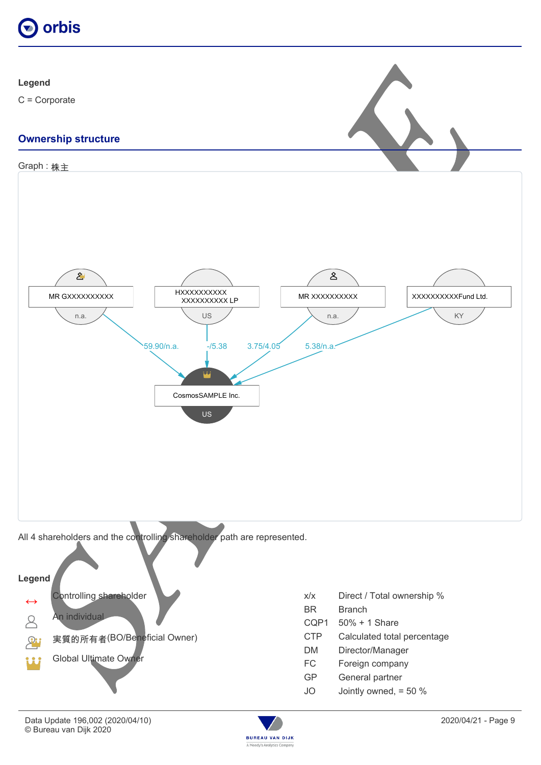## Legend

C = Corporate

## Ownership structure

Graph : 株主

MR GXXXXXXXXXX — n.a. — 59.90/n.a.

HXXXXXXXXXX XXXXXXXXXX LP — US — -/5.38

MR XXXXXXXXXX — n.a. — 3.75/4.05

XXXXXXXXXXFund Ltd. — KY — 5.38/n.a.

CosmosSAMPLE Inc. — US

All 4 shareholders and the controlling shareholder path are represented.

## Legend

| Symbol | Meaning |
|---|---|
| ↔ | Controlling shareholder |
| | An individual |
| | 実質的所有者(BO/Beneficial Owner) |
| | Global Ultimate Owner |

| Code | Meaning |
|---|---|
| x/x | Direct / Total ownership % |
| BR | Branch |
| CQP1 | 50% + 1 Share |
| CTP | Calculated total percentage |
| DM | Director/Manager |
| FC | Foreign company |
| GP | General partner |
| JO | Jointly owned, = 50 % |

Data Update 196,002 (2020/04/10)
© Bureau van Dijk 2020

2020/04/21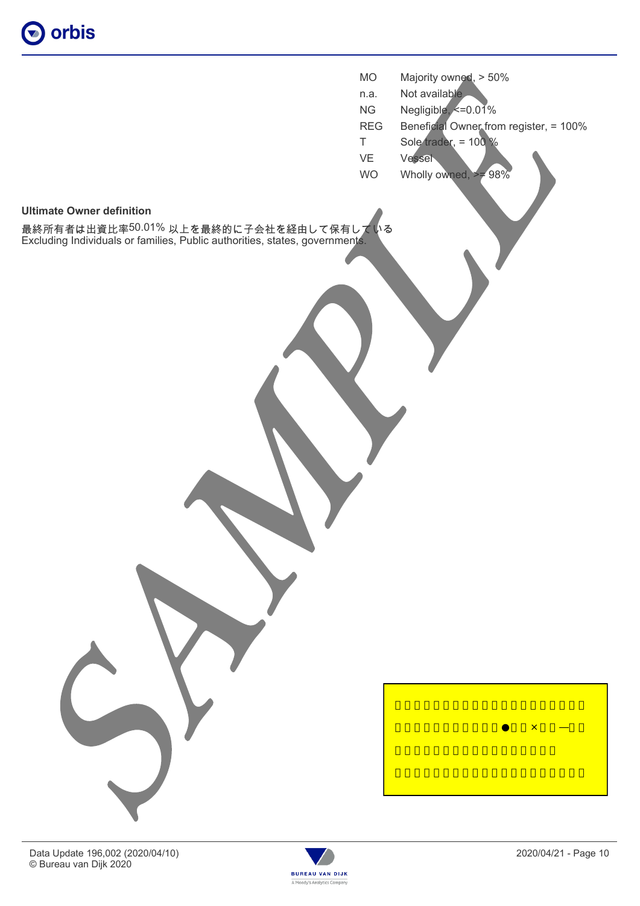| | |
|---|---|
| MO | Majority owned, > 50% |
| n.a. | Not available |
| NG | Negligible, <=0.01% |
| REG | Beneficial Owner from register, = 100% |
| T | Sole trader, = 100 % |
| VE | Vessel |
| WO | Wholly owned, >= 98% |

**Ultimate Owner definition**

最終所有者は出資比率50.01% 以上を最終的に子会社を経由して保有している
Excluding Individuals or families, Public authorities, states, governments.